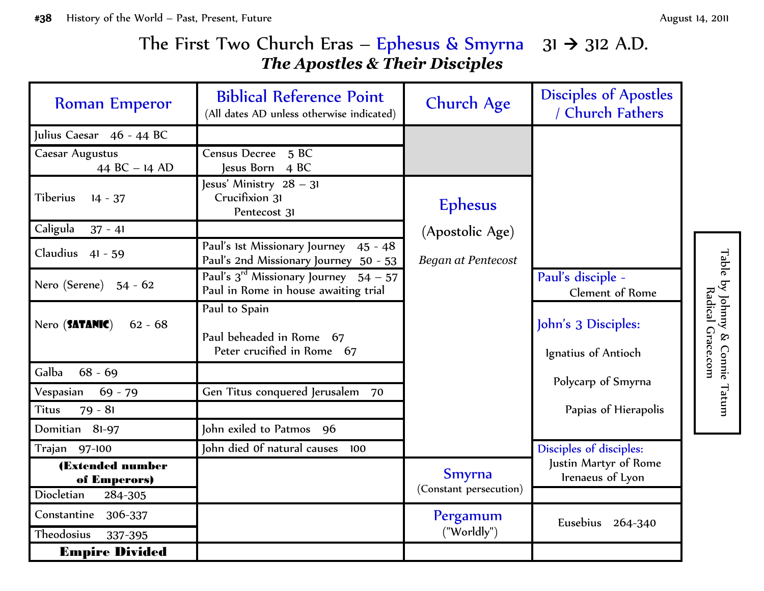# The First Two Church Eras – Ephesus & Smyrna 31 → 312 A.D.

## *The Apostles & Their Disciples*

| Roman Emperor | Biblical Reference Point (All dates AD unless otherwise indicated) | Church Age | Disciples of Apostles / Church Fathers |
|---|---|---|---|
| Julius Caesar 46 - 44 BC | | | |
| Caesar Augustus 44 BC – 14 AD | Census Decree 5 BC<br>Jesus Born 4 BC | | |
| Tiberius 14 - 37 | Jesus' Ministry 28 – 31<br>Crucifixion 31<br>Pentecost 31 | Ephesus<br>(Apostolic Age)<br>*Began at Pentecost* | |
| Caligula 37 - 41 | | | |
| Claudius 41 - 59 | Paul's 1st Missionary Journey 45 - 48<br>Paul's 2nd Missionary Journey 50 - 53 | | |
| Nero (Serene) 54 - 62 | Paul's 3rd Missionary Journey 54 – 57<br>Paul in Rome in house awaiting trial | | Paul's disciple - Clement of Rome |
| Nero (**SATANIC**) 62 - 68 | Paul to Spain<br>Paul beheaded in Rome 67<br>Peter crucified in Rome 67 | | John's 3 Disciples:<br>Ignatius of Antioch<br>Polycarp of Smyrna<br>Papias of Hierapolis |
| Galba 68 - 69 | | | |
| Vespasian 69 - 79 | Gen Titus conquered Jerusalem 70 | | |
| Titus 79 - 81 | | | |
| Domitian 81-97 | John exiled to Patmos 96 | | |
| Trajan 97-100 | John died 0f natural causes 100 | | Disciples of disciples:<br>Justin Martyr of Rome<br>Irenaeus of Lyon |
| **(Extended number of Emperors)** | | Smyrna<br>(Constant persecution) | |
| Diocletian 284-305 | | | |
| Constantine 306-337 | | Pergamum<br>("Worldly") | Eusebius 264-340 |
| Theodosius 337-395 | | | |
| **Empire Divided** | | | |

Table by Johnny & Connie Tatum
Radical Grace.com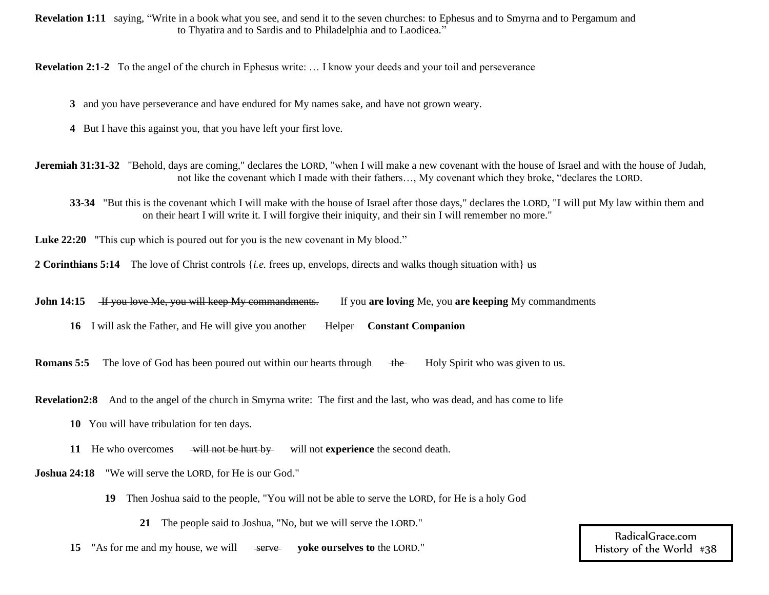**Revelation 1:11** saying, "Write in a book what you see, and send it to the seven churches: to Ephesus and to Smyrna and to Pergamum and to Thyatira and to Sardis and to Philadelphia and to Laodicea."

**Revelation 2:1-2** To the angel of the church in Ephesus write: … I know your deeds and your toil and perseverance

**3** and you have perseverance and have endured for My names sake, and have not grown weary.

**4** But I have this against you, that you have left your first love.

**Jeremiah 31:31-32** "Behold, days are coming," declares the LORD, "when I will make a new covenant with the house of Israel and with the house of Judah, not like the covenant which I made with their fathers…, My covenant which they broke, "declares the LORD.

**33-34** "But this is the covenant which I will make with the house of Israel after those days," declares the LORD, "I will put My law within them and on their heart I will write it. I will forgive their iniquity, and their sin I will remember no more."

**Luke 22:20** "This cup which is poured out for you is the new covenant in My blood."

**2 Corinthians 5:14** The love of Christ controls {*i.e.* frees up, envelops, directs and walks though situation with} us

**John 14:15** ~~If you love Me, you will keep My commandments.~~ If you **are loving** Me, you **are keeping** My commandments

**16** I will ask the Father, and He will give you another ~~Helper~~ **Constant Companion**

**Romans 5:5** The love of God has been poured out within our hearts through ~~the~~ Holy Spirit who was given to us.

**Revelation2:8** And to the angel of the church in Smyrna write: The first and the last, who was dead, and has come to life

**10** You will have tribulation for ten days.

**11** He who overcomes ~~will not be hurt by~~ will not **experience** the second death.

**Joshua 24:18** "We will serve the LORD, for He is our God."

**19** Then Joshua said to the people, "You will not be able to serve the LORD, for He is a holy God

**21** The people said to Joshua, "No, but we will serve the LORD."

**15** "As for me and my house, we will ~~serve~~ **yoke ourselves to** the LORD."

RadicalGrace.com
History of the World #38